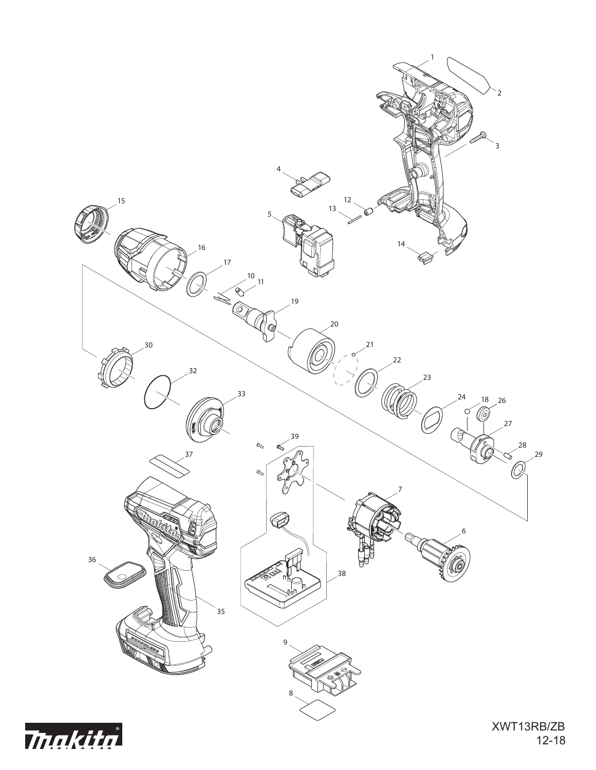XWT13RB/ZB

12-18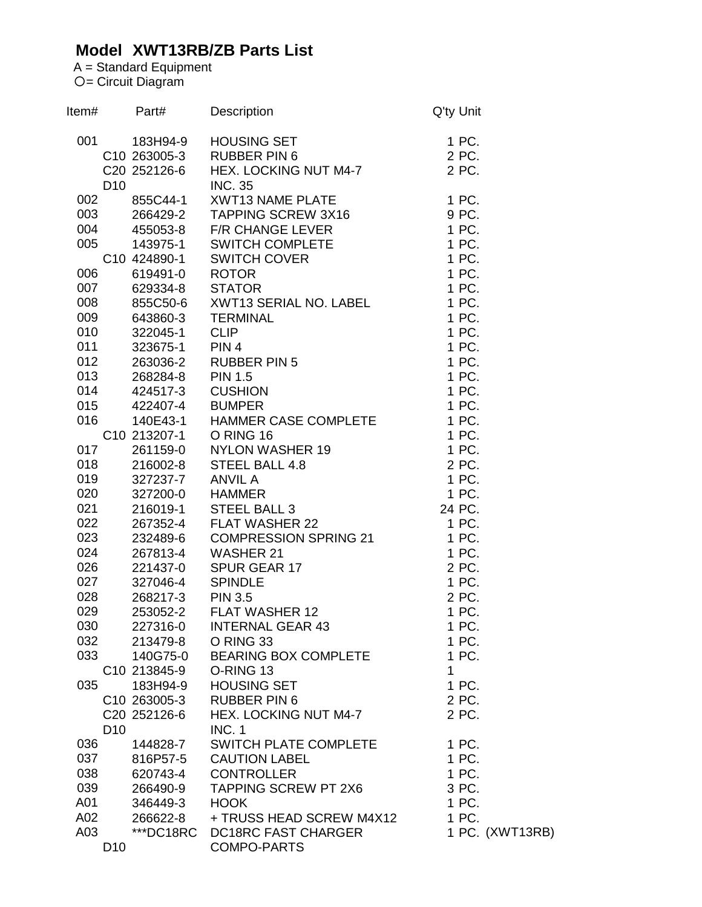# Model XWT13RB/ZB Parts List

A = Standard Equipment
○= Circuit Diagram

| Item# | | Part# | Description | Q'ty | Unit | |
|---|---|---|---|---|---|---|
| 001 | | 183H94-9 | HOUSING SET | 1 | PC. | |
| | C10 | 263005-3 | RUBBER PIN 6 | 2 | PC. | |
| | C20 | 252126-6 | HEX. LOCKING NUT M4-7 | 2 | PC. | |
| | D10 | | INC. 35 | | | |
| 002 | | 855C44-1 | XWT13 NAME PLATE | 1 | PC. | |
| 003 | | 266429-2 | TAPPING SCREW 3X16 | 9 | PC. | |
| 004 | | 455053-8 | F/R CHANGE LEVER | 1 | PC. | |
| 005 | | 143975-1 | SWITCH COMPLETE | 1 | PC. | |
| | C10 | 424890-1 | SWITCH COVER | 1 | PC. | |
| 006 | | 619491-0 | ROTOR | 1 | PC. | |
| 007 | | 629334-8 | STATOR | 1 | PC. | |
| 008 | | 855C50-6 | XWT13 SERIAL NO. LABEL | 1 | PC. | |
| 009 | | 643860-3 | TERMINAL | 1 | PC. | |
| 010 | | 322045-1 | CLIP | 1 | PC. | |
| 011 | | 323675-1 | PIN 4 | 1 | PC. | |
| 012 | | 263036-2 | RUBBER PIN 5 | 1 | PC. | |
| 013 | | 268284-8 | PIN 1.5 | 1 | PC. | |
| 014 | | 424517-3 | CUSHION | 1 | PC. | |
| 015 | | 422407-4 | BUMPER | 1 | PC. | |
| 016 | | 140E43-1 | HAMMER CASE COMPLETE | 1 | PC. | |
| | C10 | 213207-1 | O RING 16 | 1 | PC. | |
| 017 | | 261159-0 | NYLON WASHER 19 | 1 | PC. | |
| 018 | | 216002-8 | STEEL BALL 4.8 | 2 | PC. | |
| 019 | | 327237-7 | ANVIL A | 1 | PC. | |
| 020 | | 327200-0 | HAMMER | 1 | PC. | |
| 021 | | 216019-1 | STEEL BALL 3 | 24 | PC. | |
| 022 | | 267352-4 | FLAT WASHER 22 | 1 | PC. | |
| 023 | | 232489-6 | COMPRESSION SPRING 21 | 1 | PC. | |
| 024 | | 267813-4 | WASHER 21 | 1 | PC. | |
| 026 | | 221437-0 | SPUR GEAR 17 | 2 | PC. | |
| 027 | | 327046-4 | SPINDLE | 1 | PC. | |
| 028 | | 268217-3 | PIN 3.5 | 2 | PC. | |
| 029 | | 253052-2 | FLAT WASHER 12 | 1 | PC. | |
| 030 | | 227316-0 | INTERNAL GEAR 43 | 1 | PC. | |
| 032 | | 213479-8 | O RING 33 | 1 | PC. | |
| 033 | | 140G75-0 | BEARING BOX COMPLETE | 1 | PC. | |
| | C10 | 213845-9 | O-RING 13 | 1 | | |
| 035 | | 183H94-9 | HOUSING SET | 1 | PC. | |
| | C10 | 263005-3 | RUBBER PIN 6 | 2 | PC. | |
| | C20 | 252126-6 | HEX. LOCKING NUT M4-7 | 2 | PC. | |
| | D10 | | INC. 1 | | | |
| 036 | | 144828-7 | SWITCH PLATE COMPLETE | 1 | PC. | |
| 037 | | 816P57-5 | CAUTION LABEL | 1 | PC. | |
| 038 | | 620743-4 | CONTROLLER | 1 | PC. | |
| 039 | | 266490-9 | TAPPING SCREW PT 2X6 | 3 | PC. | |
| A01 | | 346449-3 | HOOK | 1 | PC. | |
| A02 | | 266622-8 | + TRUSS HEAD SCREW M4X12 | 1 | PC. | |
| A03 | | ***DC18RC | DC18RC FAST CHARGER | 1 | PC. | (XWT13RB) |
| | D10 | | COMPO-PARTS | | | |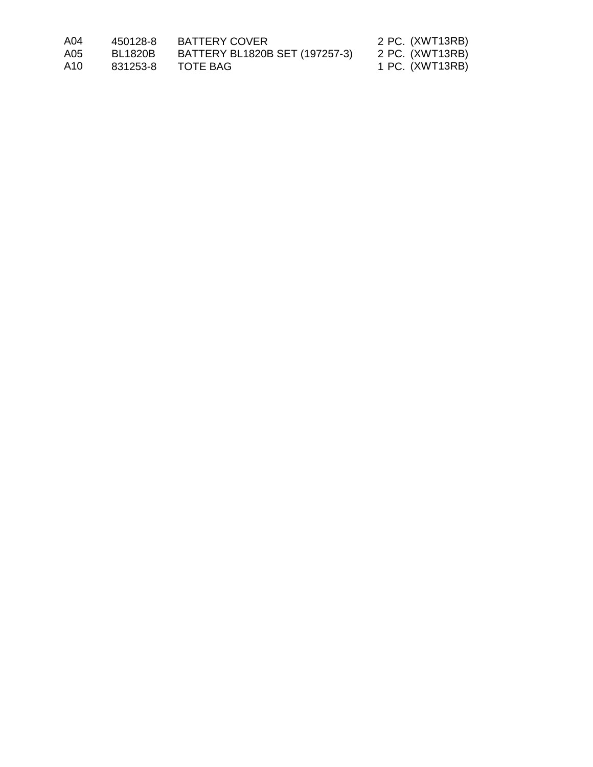| | | | | |
|---|---|---|---|---|
| A04 | 450128-8 | BATTERY COVER | 2 PC. | (XWT13RB) |
| A05 | BL1820B | BATTERY BL1820B SET (197257-3) | 2 PC. | (XWT13RB) |
| A10 | 831253-8 | TOTE BAG | 1 PC. | (XWT13RB) |